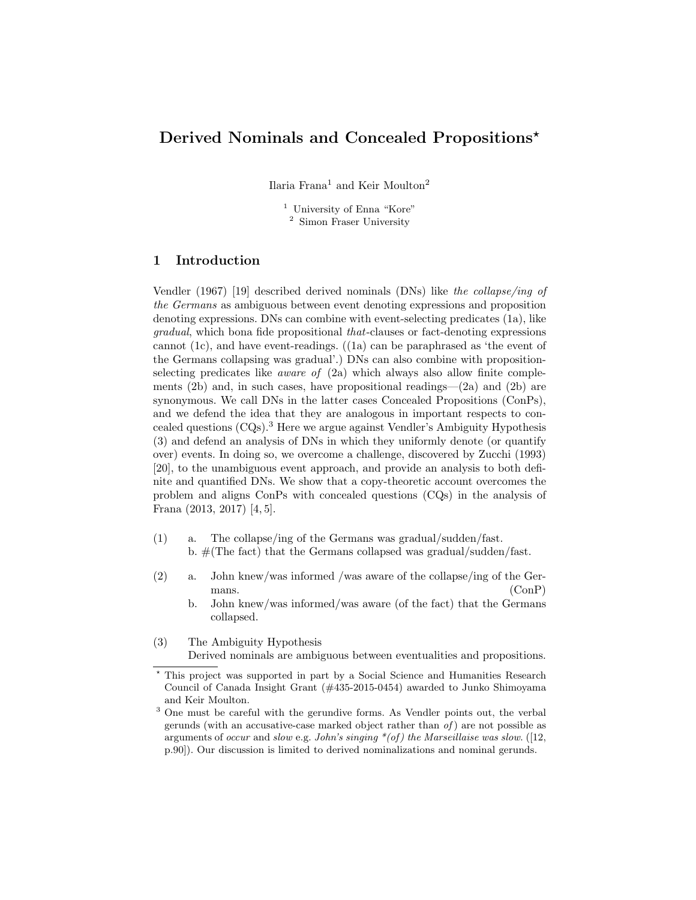# Derived Nominals and Concealed Propositions*

Ilaria Frana[1] and Keir Moulton[2]

[1] University of Enna "Kore"
[2] Simon Fraser University

## 1 Introduction

Vendler (1967) [19] described derived nominals (DNs) like *the collapse/ing of the Germans* as ambiguous between event denoting expressions and proposition denoting expressions. DNs can combine with event-selecting predicates (1a), like *gradual*, which bona fide propositional *that*-clauses or fact-denoting expressions cannot (1c), and have event-readings. ((1a) can be paraphrased as 'the event of the Germans collapsing was gradual'.) DNs can also combine with proposition-selecting predicates like *aware of* (2a) which always also allow finite complements (2b) and, in such cases, have propositional readings—(2a) and (2b) are synonymous. We call DNs in the latter cases Concealed Propositions (ConPs), and we defend the idea that they are analogous in important respects to concealed questions (CQs).[3] Here we argue against Vendler's Ambiguity Hypothesis (3) and defend an analysis of DNs in which they uniformly denote (or quantify over) events. In doing so, we overcome a challenge, discovered by Zucchi (1993) [20], to the unambiguous event approach, and provide an analysis to both definite and quantified DNs. We show that a copy-theoretic account overcomes the problem and aligns ConPs with concealed questions (CQs) in the analysis of Frana (2013, 2017) [4, 5].

(1) a. The collapse/ing of the Germans was gradual/sudden/fast.
 b. #(The fact) that the Germans collapsed was gradual/sudden/fast.

(2) a. John knew/was informed /was aware of the collapse/ing of the Germans. (ConP)
 b. John knew/was informed/was aware (of the fact) that the Germans collapsed.

(3) The Ambiguity Hypothesis
 Derived nominals are ambiguous between eventualities and propositions.

---

* This project was supported in part by a Social Science and Humanities Research Council of Canada Insight Grant (#435-2015-0454) awarded to Junko Shimoyama and Keir Moulton.

[3] One must be careful with the gerundive forms. As Vendler points out, the verbal gerunds (with an accusative-case marked object rather than *of*) are not possible as arguments of *occur* and *slow* e.g. *John's singing \*(of) the Marseillaise was slow*. ([12, p.90]). Our discussion is limited to derived nominalizations and nominal gerunds.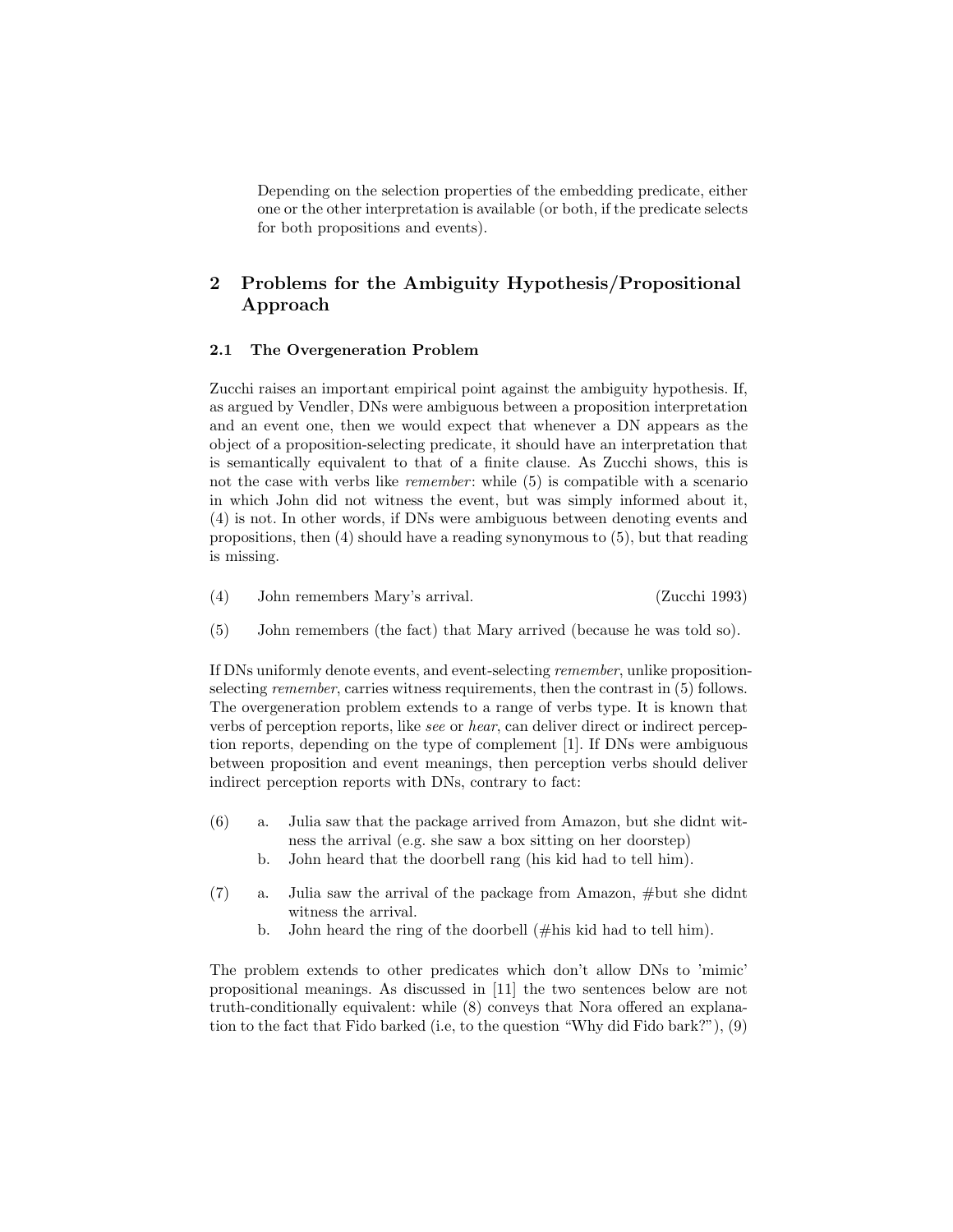Depending on the selection properties of the embedding predicate, either one or the other interpretation is available (or both, if the predicate selects for both propositions and events).

## 2 Problems for the Ambiguity Hypothesis/Propositional Approach

### 2.1 The Overgeneration Problem

Zucchi raises an important empirical point against the ambiguity hypothesis. If, as argued by Vendler, DNs were ambiguous between a proposition interpretation and an event one, then we would expect that whenever a DN appears as the object of a proposition-selecting predicate, it should have an interpretation that is semantically equivalent to that of a finite clause. As Zucchi shows, this is not the case with verbs like *remember*: while (5) is compatible with a scenario in which John did not witness the event, but was simply informed about it, (4) is not. In other words, if DNs were ambiguous between denoting events and propositions, then (4) should have a reading synonymous to (5), but that reading is missing.

(4) John remembers Mary's arrival. (Zucchi 1993)

(5) John remembers (the fact) that Mary arrived (because he was told so).

If DNs uniformly denote events, and event-selecting *remember*, unlike proposition-selecting *remember*, carries witness requirements, then the contrast in (5) follows. The overgeneration problem extends to a range of verbs type. It is known that verbs of perception reports, like *see* or *hear*, can deliver direct or indirect perception reports, depending on the type of complement [1]. If DNs were ambiguous between proposition and event meanings, then perception verbs should deliver indirect perception reports with DNs, contrary to fact:

(6) a. Julia saw that the package arrived from Amazon, but she didnt witness the arrival (e.g. she saw a box sitting on her doorstep)
    b. John heard that the doorbell rang (his kid had to tell him).

(7) a. Julia saw the arrival of the package from Amazon, #but she didnt witness the arrival.
    b. John heard the ring of the doorbell (#his kid had to tell him).

The problem extends to other predicates which don't allow DNs to 'mimic' propositional meanings. As discussed in [11] the two sentences below are not truth-conditionally equivalent: while (8) conveys that Nora offered an explanation to the fact that Fido barked (i.e, to the question "Why did Fido bark?"), (9)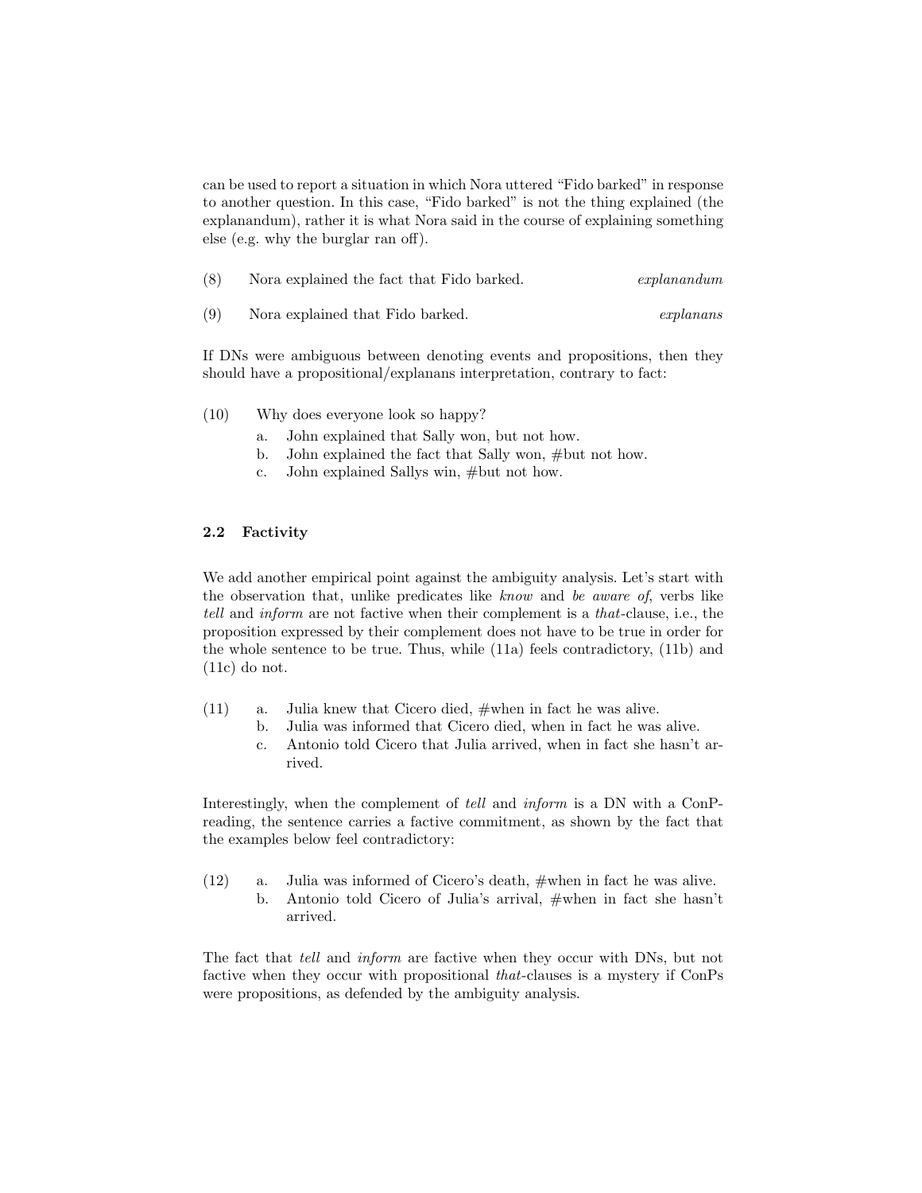can be used to report a situation in which Nora uttered "Fido barked" in response to another question. In this case, "Fido barked" is not the thing explained (the explanandum), rather it is what Nora said in the course of explaining something else (e.g. why the burglar ran off).

(8) Nora explained the fact that Fido barked. *explanandum*

(9) Nora explained that Fido barked. *explanans*

If DNs were ambiguous between denoting events and propositions, then they should have a propositional/explanans interpretation, contrary to fact:

(10) Why does everyone look so happy?
  a. John explained that Sally won, but not how.
  b. John explained the fact that Sally won, #but not how.
  c. John explained Sallys win, #but not how.

### 2.2 Factivity

We add another empirical point against the ambiguity analysis. Let's start with the observation that, unlike predicates like *know* and *be aware of*, verbs like *tell* and *inform* are not factive when their complement is a *that*-clause, i.e., the proposition expressed by their complement does not have to be true in order for the whole sentence to be true. Thus, while (11a) feels contradictory, (11b) and (11c) do not.

(11)
  a. Julia knew that Cicero died, #when in fact he was alive.
  b. Julia was informed that Cicero died, when in fact he was alive.
  c. Antonio told Cicero that Julia arrived, when in fact she hasn't arrived.

Interestingly, when the complement of *tell* and *inform* is a DN with a ConP-reading, the sentence carries a factive commitment, as shown by the fact that the examples below feel contradictory:

(12)
  a. Julia was informed of Cicero's death, #when in fact he was alive.
  b. Antonio told Cicero of Julia's arrival, #when in fact she hasn't arrived.

The fact that *tell* and *inform* are factive when they occur with DNs, but not factive when they occur with propositional *that*-clauses is a mystery if ConPs were propositions, as defended by the ambiguity analysis.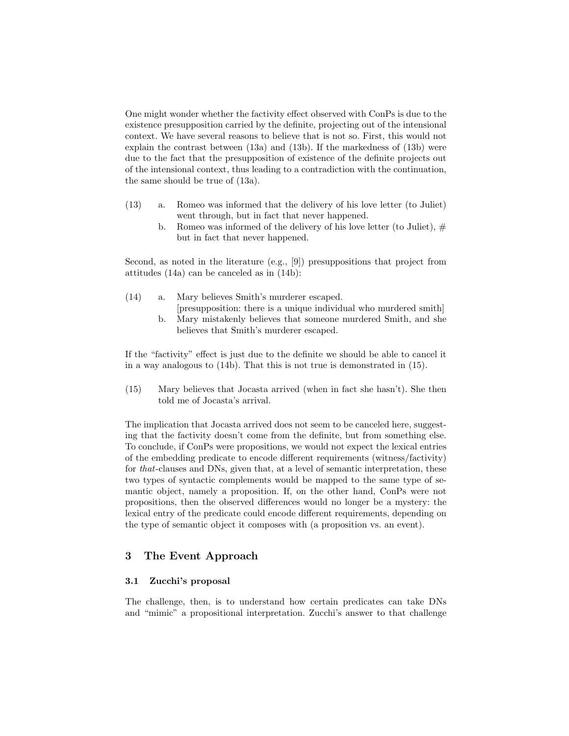One might wonder whether the factivity effect observed with ConPs is due to the existence presupposition carried by the definite, projecting out of the intensional context. We have several reasons to believe that is not so. First, this would not explain the contrast between (13a) and (13b). If the markedness of (13b) were due to the fact that the presupposition of existence of the definite projects out of the intensional context, thus leading to a contradiction with the continuation, the same should be true of (13a).

(13) a. Romeo was informed that the delivery of his love letter (to Juliet) went through, but in fact that never happened.
b. Romeo was informed of the delivery of his love letter (to Juliet), # but in fact that never happened.

Second, as noted in the literature (e.g., [9]) presuppositions that project from attitudes (14a) can be canceled as in (14b):

(14) a. Mary believes Smith's murderer escaped.
[presupposition: there is a unique individual who murdered smith]
b. Mary mistakenly believes that someone murdered Smith, and she believes that Smith's murderer escaped.

If the "factivity" effect is just due to the definite we should be able to cancel it in a way analogous to (14b). That this is not true is demonstrated in (15).

(15) Mary believes that Jocasta arrived (when in fact she hasn't). She then told me of Jocasta's arrival.

The implication that Jocasta arrived does not seem to be canceled here, suggesting that the factivity doesn't come from the definite, but from something else. To conclude, if ConPs were propositions, we would not expect the lexical entries of the embedding predicate to encode different requirements (witness/factivity) for *that*-clauses and DNs, given that, at a level of semantic interpretation, these two types of syntactic complements would be mapped to the same type of semantic object, namely a proposition. If, on the other hand, ConPs were not propositions, then the observed differences would no longer be a mystery: the lexical entry of the predicate could encode different requirements, depending on the type of semantic object it composes with (a proposition vs. an event).

## 3 The Event Approach

### 3.1 Zucchi's proposal

The challenge, then, is to understand how certain predicates can take DNs and "mimic" a propositional interpretation. Zucchi's answer to that challenge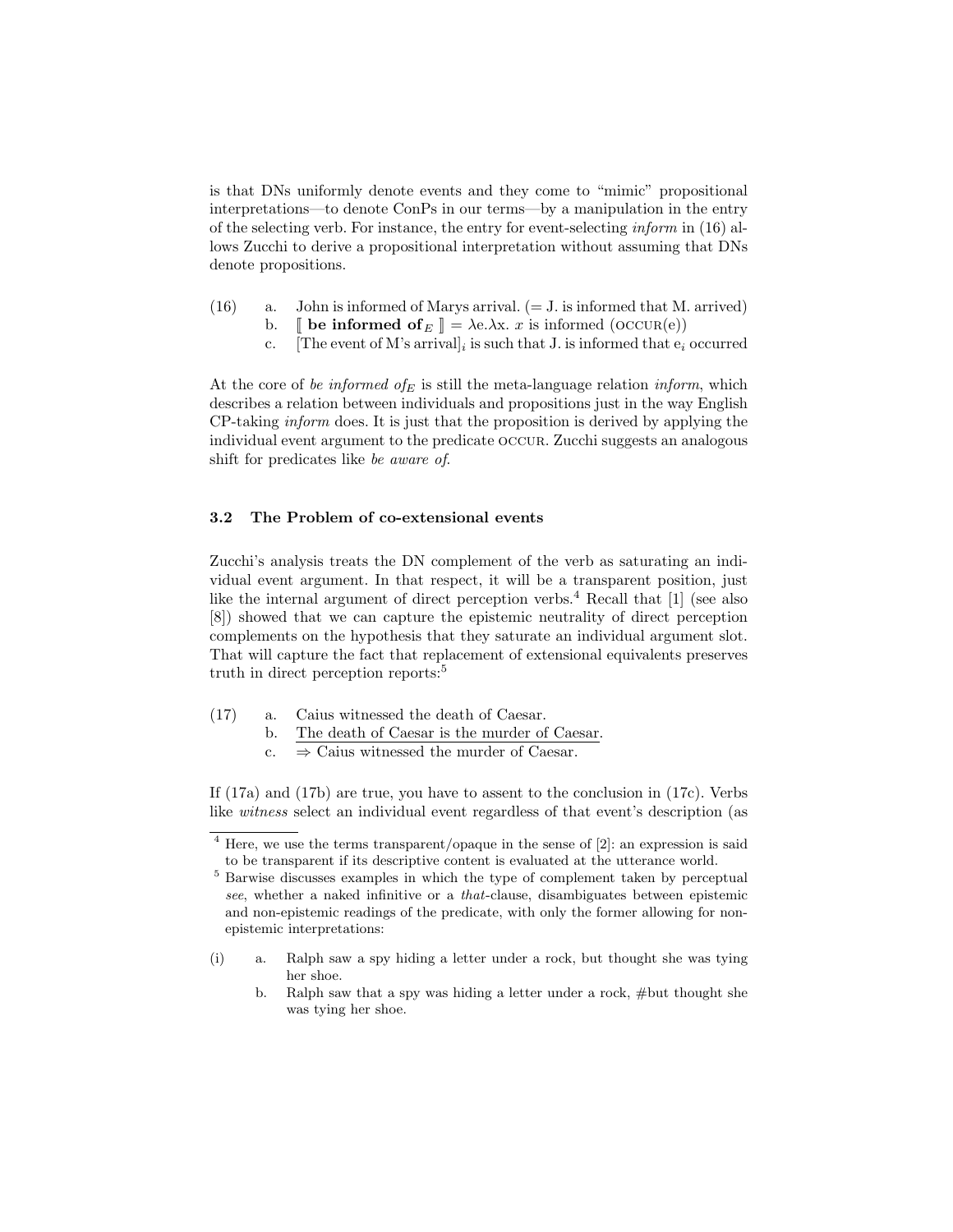is that DNs uniformly denote events and they come to "mimic" propositional interpretations—to denote ConPs in our terms—by a manipulation in the entry of the selecting verb. For instance, the entry for event-selecting *inform* in (16) allows Zucchi to derive a propositional interpretation without assuming that DNs denote propositions.

(16) a. John is informed of Marys arrival. (= J. is informed that M. arrived)
  b. ⟦ **be informed of**$_E$ ⟧ = λe.λx. *x* is informed (OCCUR(e))
  c. [The event of M's arrival]$_i$ is such that J. is informed that e$_i$ occurred

At the core of *be informed of$_E$* is still the meta-language relation *inform*, which describes a relation between individuals and propositions just in the way English CP-taking *inform* does. It is just that the proposition is derived by applying the individual event argument to the predicate OCCUR. Zucchi suggests an analogous shift for predicates like *be aware of*.

### 3.2 The Problem of co-extensional events

Zucchi's analysis treats the DN complement of the verb as saturating an individual event argument. In that respect, it will be a transparent position, just like the internal argument of direct perception verbs.[4] Recall that [1] (see also [8]) showed that we can capture the epistemic neutrality of direct perception complements on the hypothesis that they saturate an individual argument slot. That will capture the fact that replacement of extensional equivalents preserves truth in direct perception reports:[5]

(17) a. Caius witnessed the death of Caesar.
  b. <u>The death of Caesar is the murder of Caesar.</u>
  c. ⇒ Caius witnessed the murder of Caesar.

If (17a) and (17b) are true, you have to assent to the conclusion in (17c). Verbs like *witness* select an individual event regardless of that event's description (as

---

[4] Here, we use the terms transparent/opaque in the sense of [2]: an expression is said to be transparent if its descriptive content is evaluated at the utterance world.

[5] Barwise discusses examples in which the type of complement taken by perceptual *see*, whether a naked infinitive or a *that*-clause, disambiguates between epistemic and non-epistemic readings of the predicate, with only the former allowing for non-epistemic interpretations:

(i) a. Ralph saw a spy hiding a letter under a rock, but thought she was tying her shoe.
  b. Ralph saw that a spy was hiding a letter under a rock, #but thought she was tying her shoe.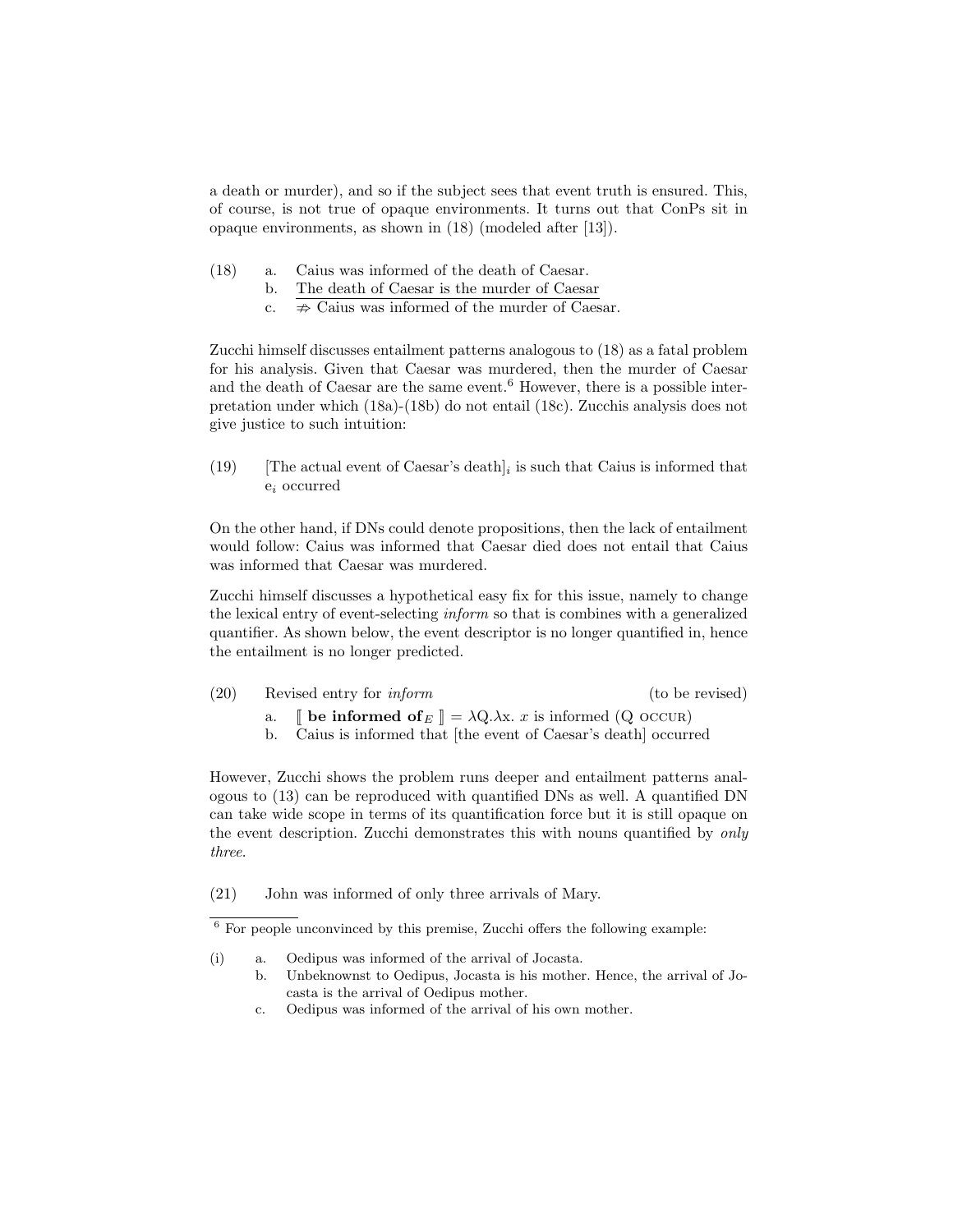a death or murder), and so if the subject sees that event truth is ensured. This, of course, is not true of opaque environments. It turns out that ConPs sit in opaque environments, as shown in (18) (modeled after [13]).

(18) a. Caius was informed of the death of Caesar.
b. <u>The death of Caesar is the murder of Caesar</u>
c. $\nRightarrow$ Caius was informed of the murder of Caesar.

Zucchi himself discusses entailment patterns analogous to (18) as a fatal problem for his analysis. Given that Caesar was murdered, then the murder of Caesar and the death of Caesar are the same event.[6] However, there is a possible interpretation under which (18a)-(18b) do not entail (18c). Zucchis analysis does not give justice to such intuition:

(19) [The actual event of Caesar's death]$_i$ is such that Caius is informed that e$_i$ occurred

On the other hand, if DNs could denote propositions, then the lack of entailment would follow: Caius was informed that Caesar died does not entail that Caius was informed that Caesar was murdered.

Zucchi himself discusses a hypothetical easy fix for this issue, namely to change the lexical entry of event-selecting *inform* so that is combines with a generalized quantifier. As shown below, the event descriptor is no longer quantified in, hence the entailment is no longer predicted.

(20) Revised entry for *inform* (to be revised)
a. $[\![$ **be informed of**$_E$ $]\!] = \lambda$Q.$\lambda$x. $x$ is informed (Q OCCUR)
b. Caius is informed that [the event of Caesar's death] occurred

However, Zucchi shows the problem runs deeper and entailment patterns analogous to (13) can be reproduced with quantified DNs as well. A quantified DN can take wide scope in terms of its quantification force but it is still opaque on the event description. Zucchi demonstrates this with nouns quantified by *only three*.

(21) John was informed of only three arrivals of Mary.

[6] For people unconvinced by this premise, Zucchi offers the following example:

(i) a. Oedipus was informed of the arrival of Jocasta.
b. Unbeknownst to Oedipus, Jocasta is his mother. Hence, the arrival of Jocasta is the arrival of Oedipus mother.
c. Oedipus was informed of the arrival of his own mother.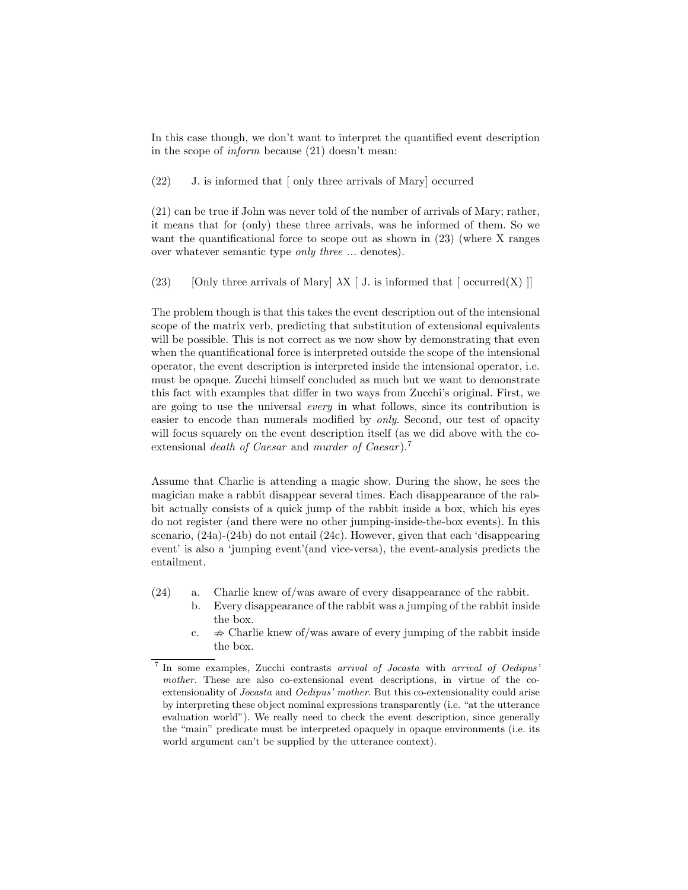In this case though, we don't want to interpret the quantified event description in the scope of *inform* because (21) doesn't mean:

(22) J. is informed that [ only three arrivals of Mary] occurred

(21) can be true if John was never told of the number of arrivals of Mary; rather, it means that for (only) these three arrivals, was he informed of them. So we want the quantificational force to scope out as shown in (23) (where X ranges over whatever semantic type *only three ...* denotes).

(23) [Only three arrivals of Mary] $\lambda$X [ J. is informed that [ occurred(X) ]]

The problem though is that this takes the event description out of the intensional scope of the matrix verb, predicting that substitution of extensional equivalents will be possible. This is not correct as we now show by demonstrating that even when the quantificational force is interpreted outside the scope of the intensional operator, the event description is interpreted inside the intensional operator, i.e. must be opaque. Zucchi himself concluded as much but we want to demonstrate this fact with examples that differ in two ways from Zucchi's original. First, we are going to use the universal *every* in what follows, since its contribution is easier to encode than numerals modified by *only*. Second, our test of opacity will focus squarely on the event description itself (as we did above with the co-extensional *death of Caesar* and *murder of Caesar*).[7]

Assume that Charlie is attending a magic show. During the show, he sees the magician make a rabbit disappear several times. Each disappearance of the rabbit actually consists of a quick jump of the rabbit inside a box, which his eyes do not register (and there were no other jumping-inside-the-box events). In this scenario, (24a)-(24b) do not entail (24c). However, given that each 'disappearing event' is also a 'jumping event'(and vice-versa), the event-analysis predicts the entailment.

(24) a. Charlie knew of/was aware of every disappearance of the rabbit.
  b. Every disappearance of the rabbit was a jumping of the rabbit inside the box.
  c. $\not\Rightarrow$ Charlie knew of/was aware of every jumping of the rabbit inside the box.

[7] In some examples, Zucchi contrasts *arrival of Jocasta* with *arrival of Oedipus' mother*. These are also co-extensional event descriptions, in virtue of the co-extensionality of *Jocasta* and *Oedipus' mother*. But this co-extensionality could arise by interpreting these object nominal expressions transparently (i.e. "at the utterance evaluation world"). We really need to check the event description, since generally the "main" predicate must be interpreted opaquely in opaque environments (i.e. its world argument can't be supplied by the utterance context).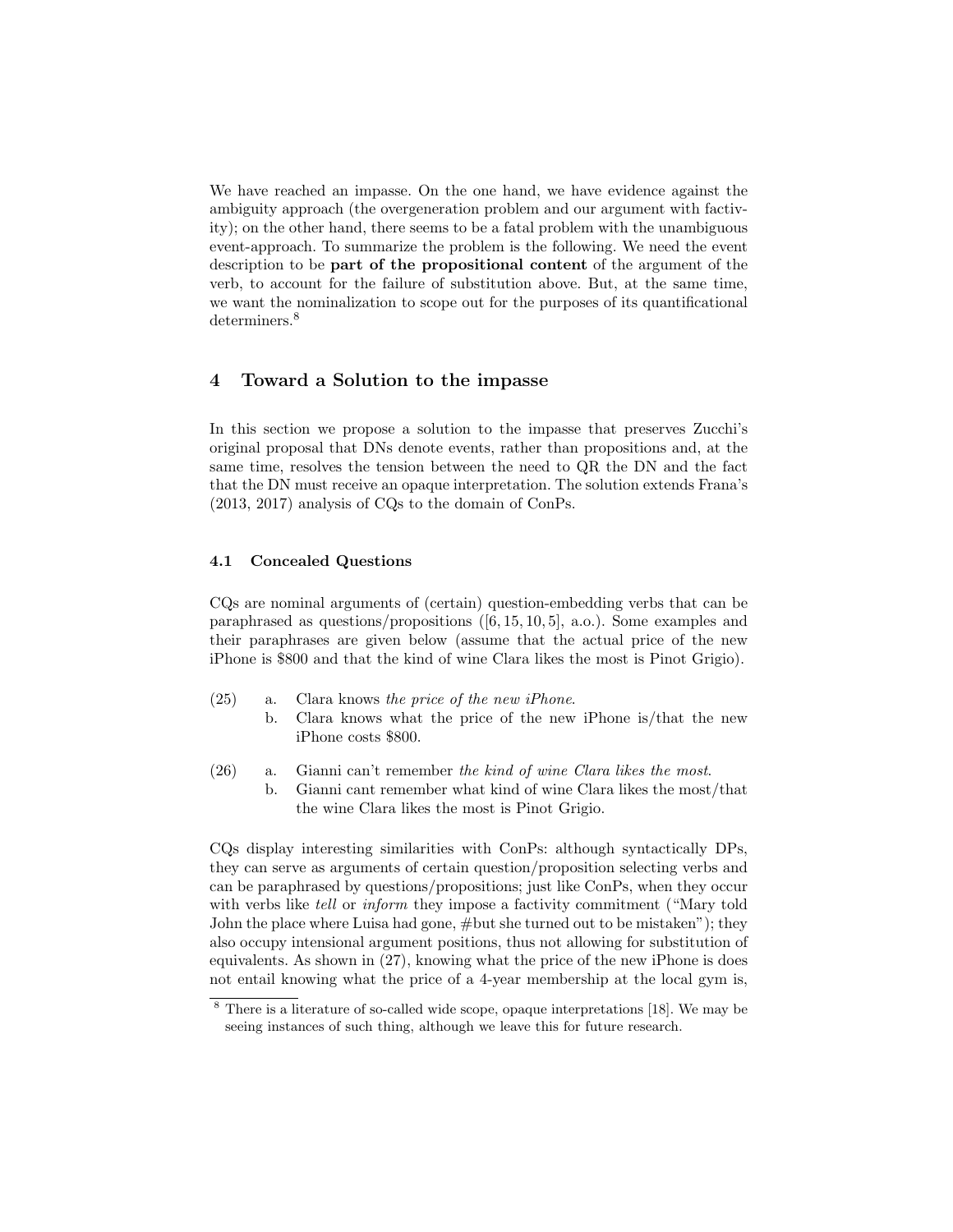We have reached an impasse. On the one hand, we have evidence against the ambiguity approach (the overgeneration problem and our argument with factivity); on the other hand, there seems to be a fatal problem with the unambiguous event-approach. To summarize the problem is the following. We need the event description to be **part of the propositional content** of the argument of the verb, to account for the failure of substitution above. But, at the same time, we want the nominalization to scope out for the purposes of its quantificational determiners.[8]

## 4 Toward a Solution to the impasse

In this section we propose a solution to the impasse that preserves Zucchi's original proposal that DNs denote events, rather than propositions and, at the same time, resolves the tension between the need to QR the DN and the fact that the DN must receive an opaque interpretation. The solution extends Frana's (2013, 2017) analysis of CQs to the domain of ConPs.

### 4.1 Concealed Questions

CQs are nominal arguments of (certain) question-embedding verbs that can be paraphrased as questions/propositions ([6, 15, 10, 5], a.o.). Some examples and their paraphrases are given below (assume that the actual price of the new iPhone is \$800 and that the kind of wine Clara likes the most is Pinot Grigio).

(25) a. Clara knows *the price of the new iPhone*.
  b. Clara knows what the price of the new iPhone is/that the new iPhone costs \$800.

(26) a. Gianni can't remember *the kind of wine Clara likes the most*.
  b. Gianni cant remember what kind of wine Clara likes the most/that the wine Clara likes the most is Pinot Grigio.

CQs display interesting similarities with ConPs: although syntactically DPs, they can serve as arguments of certain question/proposition selecting verbs and can be paraphrased by questions/propositions; just like ConPs, when they occur with verbs like *tell* or *inform* they impose a factivity commitment ("Mary told John the place where Luisa had gone, #but she turned out to be mistaken"); they also occupy intensional argument positions, thus not allowing for substitution of equivalents. As shown in (27), knowing what the price of the new iPhone is does not entail knowing what the price of a 4-year membership at the local gym is,

[8] There is a literature of so-called wide scope, opaque interpretations [18]. We may be seeing instances of such thing, although we leave this for future research.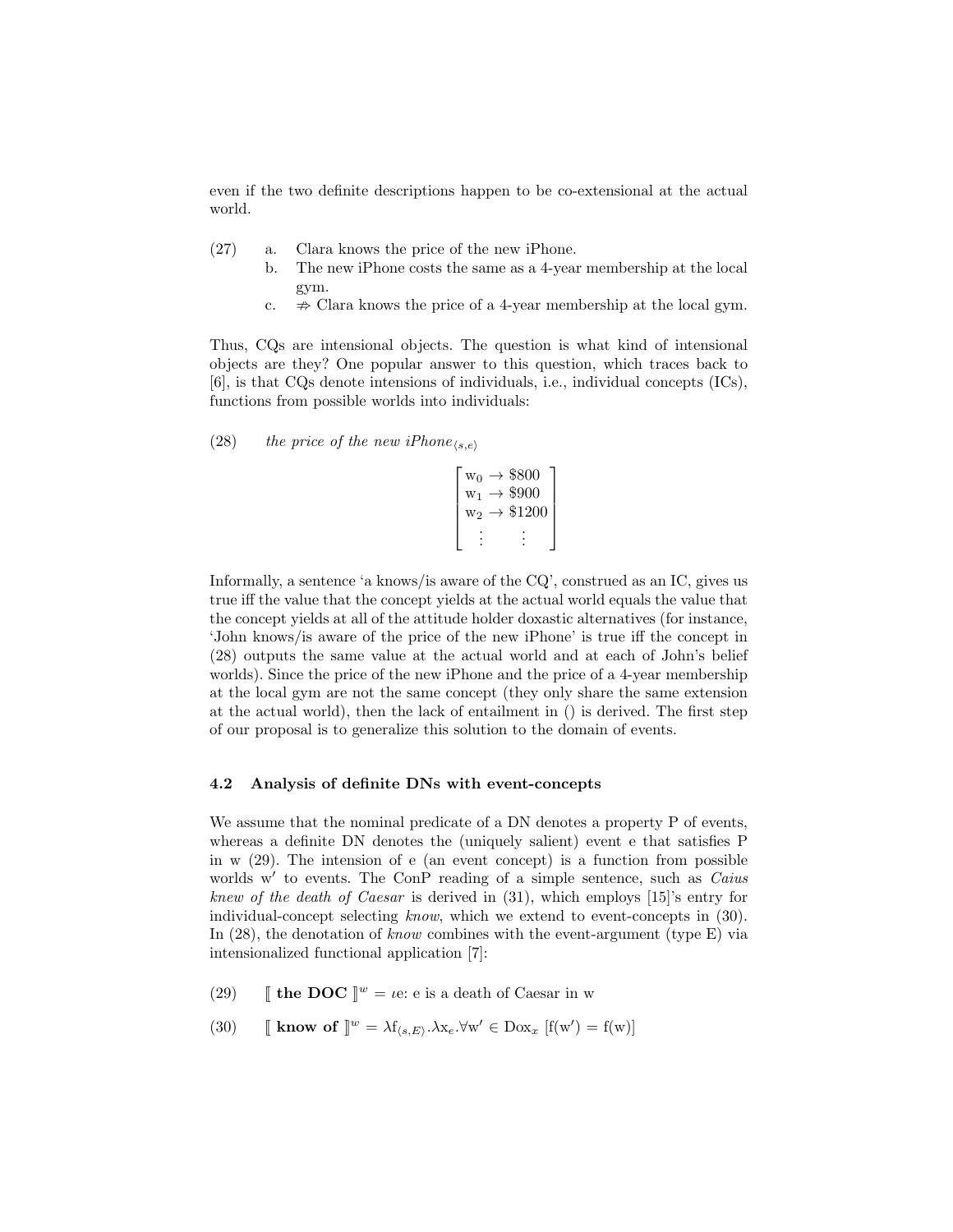even if the two definite descriptions happen to be co-extensional at the actual world.

(27) a. Clara knows the price of the new iPhone.
  b. The new iPhone costs the same as a 4-year membership at the local gym.
  c. $\nRightarrow$ Clara knows the price of a 4-year membership at the local gym.

Thus, CQs are intensional objects. The question is what kind of intensional objects are they? One popular answer to this question, which traces back to [6], is that CQs denote intensions of individuals, i.e., individual concepts (ICs), functions from possible worlds into individuals:

(28) *the price of the new iPhone*$_{\langle s,e\rangle}$

$$\begin{bmatrix} \mathrm{w}_0 \rightarrow \$800 \\ \mathrm{w}_1 \rightarrow \$900 \\ \mathrm{w}_2 \rightarrow \$1200 \\ \vdots \quad\quad \vdots \end{bmatrix}$$

Informally, a sentence 'a knows/is aware of the CQ', construed as an IC, gives us true iff the value that the concept yields at the actual world equals the value that the concept yields at all of the attitude holder doxastic alternatives (for instance, 'John knows/is aware of the price of the new iPhone' is true iff the concept in (28) outputs the same value at the actual world and at each of John's belief worlds). Since the price of the new iPhone and the price of a 4-year membership at the local gym are not the same concept (they only share the same extension at the actual world), then the lack of entailment in () is derived. The first step of our proposal is to generalize this solution to the domain of events.

### 4.2 Analysis of definite DNs with event-concepts

We assume that the nominal predicate of a DN denotes a property P of events, whereas a definite DN denotes the (uniquely salient) event e that satisfies P in w (29). The intension of e (an event concept) is a function from possible worlds w′ to events. The ConP reading of a simple sentence, such as *Caius knew of the death of Caesar* is derived in (31), which employs [15]'s entry for individual-concept selecting *know*, which we extend to event-concepts in (30). In (28), the denotation of *know* combines with the event-argument (type E) via intensionalized functional application [7]:

(29) $[\![$ **the DOC** $]\!]^{w} = \iota$e: e is a death of Caesar in w

(30) $[\![$ **know of** $]\!]^{w} = \lambda \mathrm{f}_{\langle s,E\rangle}.\lambda \mathrm{x}_e.\forall \mathrm{w}' \in \mathrm{Dox}_x\ [\mathrm{f}(\mathrm{w}') = \mathrm{f}(\mathrm{w})]$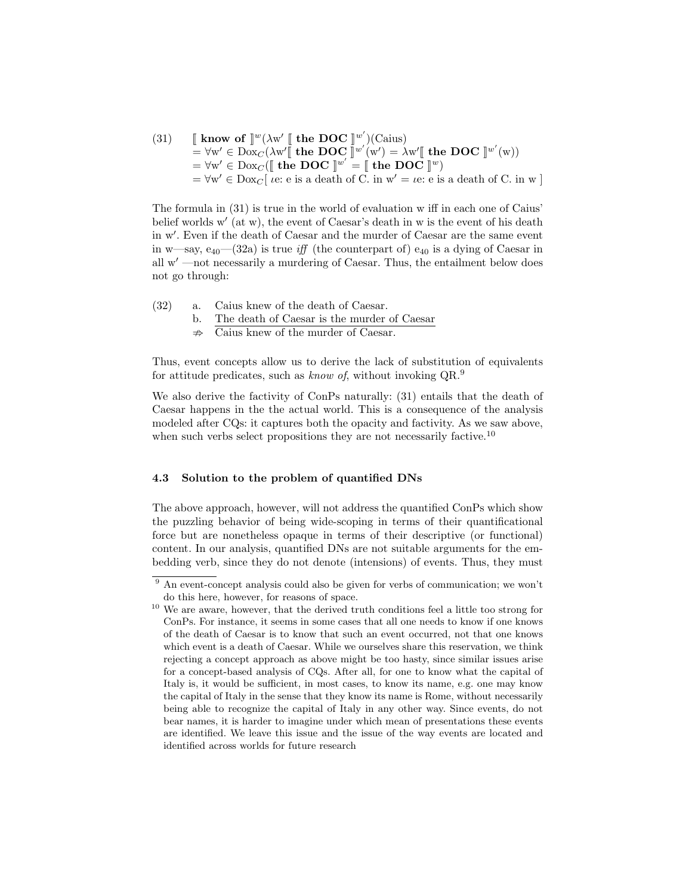(31) $[\![$ **know of** $]\!]^w(\lambda w' [\![$ **the DOC** $]\!]^{w'})$(Caius)
$= \forall w' \in \text{Dox}_C(\lambda w' [\![$ **the DOC** $]\!]^{w'}(w') = \lambda w' [\![$ **the DOC** $]\!]^{w'}(w))$
$= \forall w' \in \text{Dox}_C([\![$ **the DOC** $]\!]^{w'} = [\![$ **the DOC** $]\!]^{w})$
$= \forall w' \in \text{Dox}_C[\ \iota e$: e is a death of C. in $w' = \iota e$: e is a death of C. in w ]

The formula in (31) is true in the world of evaluation w iff in each one of Caius' belief worlds w′ (at w), the event of Caesar's death in w is the event of his death in w′. Even if the death of Caesar and the murder of Caesar are the same event in w—say, $e_{40}$—(32a) is true *iff* (the counterpart of) $e_{40}$ is a dying of Caesar in all w′ —not necessarily a murdering of Caesar. Thus, the entailment below does not go through:

(32) a. Caius knew of the death of Caesar.
b. The death of Caesar is the murder of Caesar
$\not\Rightarrow$ Caius knew of the murder of Caesar.

Thus, event concepts allow us to derive the lack of substitution of equivalents for attitude predicates, such as *know of*, without invoking QR.[9]

We also derive the factivity of ConPs naturally: (31) entails that the death of Caesar happens in the the actual world. This is a consequence of the analysis modeled after CQs: it captures both the opacity and factivity. As we saw above, when such verbs select propositions they are not necessarily factive.[10]

### 4.3 Solution to the problem of quantified DNs

The above approach, however, will not address the quantified ConPs which show the puzzling behavior of being wide-scoping in terms of their quantificational force but are nonetheless opaque in terms of their descriptive (or functional) content. In our analysis, quantified DNs are not suitable arguments for the embedding verb, since they do not denote (intensions) of events. Thus, they must

[9] An event-concept analysis could also be given for verbs of communication; we won't do this here, however, for reasons of space.

[10] We are aware, however, that the derived truth conditions feel a little too strong for ConPs. For instance, it seems in some cases that all one needs to know if one knows of the death of Caesar is to know that such an event occurred, not that one knows which event is a death of Caesar. While we ourselves share this reservation, we think rejecting a concept approach as above might be too hasty, since similar issues arise for a concept-based analysis of CQs. After all, for one to know what the capital of Italy is, it would be sufficient, in most cases, to know its name, e.g. one may know the capital of Italy in the sense that they know its name is Rome, without necessarily being able to recognize the capital of Italy in any other way. Since events, do not bear names, it is harder to imagine under which mean of presentations these events are identified. We leave this issue and the issue of the way events are located and identified across worlds for future research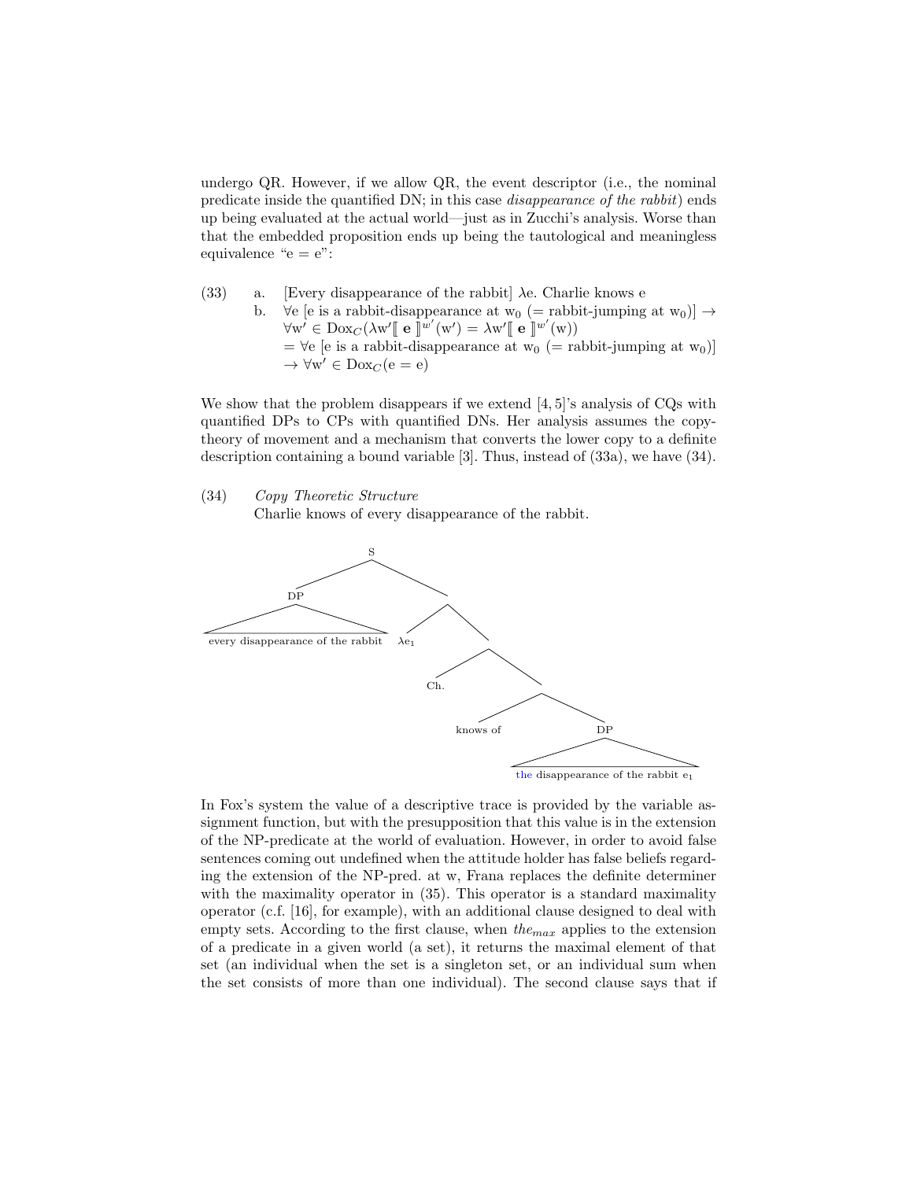undergo QR. However, if we allow QR, the event descriptor (i.e., the nominal predicate inside the quantified DN; in this case *disappearance of the rabbit*) ends up being evaluated at the actual world—just as in Zucchi's analysis. Worse than that the embedded proposition ends up being the tautological and meaningless equivalence "e = e":

(33) a. [Every disappearance of the rabbit] λe. Charlie knows e

b. $\forall$e [e is a rabbit-disappearance at $w_0$ (= rabbit-jumping at $w_0$)] $\rightarrow$ $\forall w' \in \text{Dox}_C(\lambda w' [\![ \mathbf{e} ]\!]^{w'}(w') = \lambda w' [\![ \mathbf{e} ]\!]^{w'}(w))$
= $\forall$e [e is a rabbit-disappearance at $w_0$ (= rabbit-jumping at $w_0$)] $\rightarrow \forall w' \in \text{Dox}_C(e = e)$

We show that the problem disappears if we extend [4, 5]'s analysis of CQs with quantified DPs to CPs with quantified DNs. Her analysis assumes the copy-theory of movement and a mechanism that converts the lower copy to a definite description containing a bound variable [3]. Thus, instead of (33a), we have (34).

(34) *Copy Theoretic Structure*
Charlie knows of every disappearance of the rabbit.

[S [DP every disappearance of the rabbit] [$\lambda e_1$ [Ch. [knows of [DP the disappearance of the rabbit $e_1$]]]]]

In Fox's system the value of a descriptive trace is provided by the variable assignment function, but with the presupposition that this value is in the extension of the NP-predicate at the world of evaluation. However, in order to avoid false sentences coming out undefined when the attitude holder has false beliefs regarding the extension of the NP-pred. at w, Frana replaces the definite determiner with the maximality operator in (35). This operator is a standard maximality operator (c.f. [16], for example), with an additional clause designed to deal with empty sets. According to the first clause, when $the_{max}$ applies to the extension of a predicate in a given world (a set), it returns the maximal element of that set (an individual when the set is a singleton set, or an individual sum when the set consists of more than one individual). The second clause says that if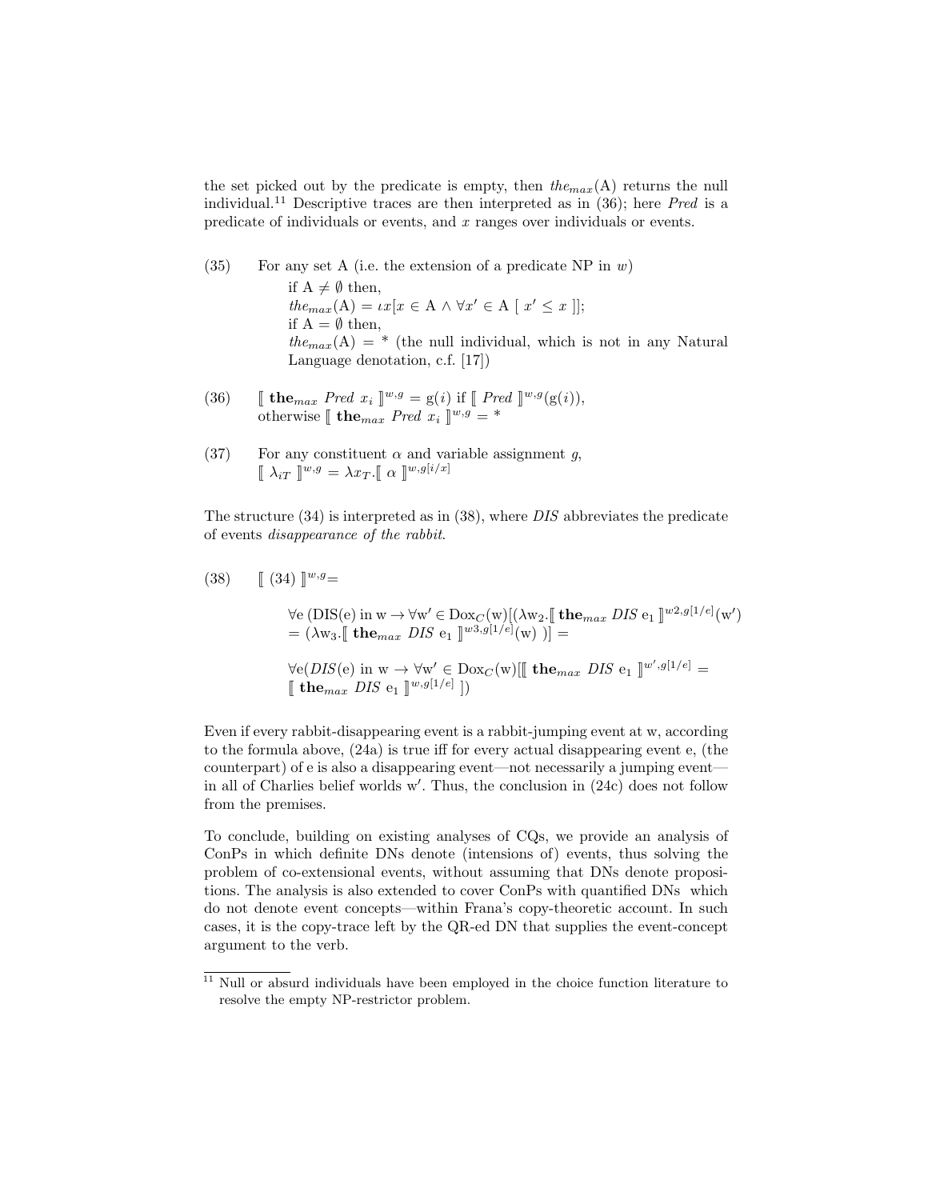the set picked out by the predicate is empty, then $the_{max}$(A) returns the null individual.[11] Descriptive traces are then interpreted as in (36); here *Pred* is a predicate of individuals or events, and $x$ ranges over individuals or events.

(35) For any set A (i.e. the extension of a predicate NP in $w$)
if $A \neq \emptyset$ then,
$the_{max}(A) = \iota x[x \in A \wedge \forall x' \in A\ [\ x' \leq x\ ]]$;
if $A = \emptyset$ then,
$the_{max}(A) = *$ (the null individual, which is not in any Natural Language denotation, c.f. [17])

(36) $[\![\ \mathbf{the}_{max}\ Pred\ x_i\ ]\!]^{w,g} = g(i)$ if $[\![\ Pred\ ]\!]^{w,g}(g(i))$,
otherwise $[\![\ \mathbf{the}_{max}\ Pred\ x_i\ ]\!]^{w,g} = *$

(37) For any constituent $\alpha$ and variable assignment $g$,
$[\![\ \lambda_{iT}\ ]\!]^{w,g} = \lambda x_T.[\![\ \alpha\ ]\!]^{w,g[i/x]}$

The structure (34) is interpreted as in (38), where *DIS* abbreviates the predicate of events *disappearance of the rabbit*.

(38) $[\![\ (34)\ ]\!]^{w,g}=$

$$\forall e\ (\text{DIS}(e) \text{ in } w \rightarrow \forall w' \in \text{Dox}_C(w)[(\lambda w_2.[\![\ \mathbf{the}_{max}\ DIS\ e_1\ ]\!]^{w2,g[1/e]}(w') = (\lambda w_3.[\![\ \mathbf{the}_{max}\ DIS\ e_1\ ]\!]^{w3,g[1/e]}(w)\ )] =$$

$$\forall e(DIS(e) \text{ in } w \rightarrow \forall w' \in \text{Dox}_C(w)[[\![\ \mathbf{the}_{max}\ DIS\ e_1\ ]\!]^{w',g[1/e]} = [\![\ \mathbf{the}_{max}\ DIS\ e_1\ ]\!]^{w,g[1/e]}\ ])$$

Even if every rabbit-disappearing event is a rabbit-jumping event at w, according to the formula above, (24a) is true iff for every actual disappearing event e, (the counterpart) of e is also a disappearing event—not necessarily a jumping event—in all of Charlies belief worlds w′. Thus, the conclusion in (24c) does not follow from the premises.

To conclude, building on existing analyses of CQs, we provide an analysis of ConPs in which definite DNs denote (intensions of) events, thus solving the problem of co-extensional events, without assuming that DNs denote propositions. The analysis is also extended to cover ConPs with quantified DNs which do not denote event concepts—within Frana's copy-theoretic account. In such cases, it is the copy-trace left by the QR-ed DN that supplies the event-concept argument to the verb.

[11] Null or absurd individuals have been employed in the choice function literature to resolve the empty NP-restrictor problem.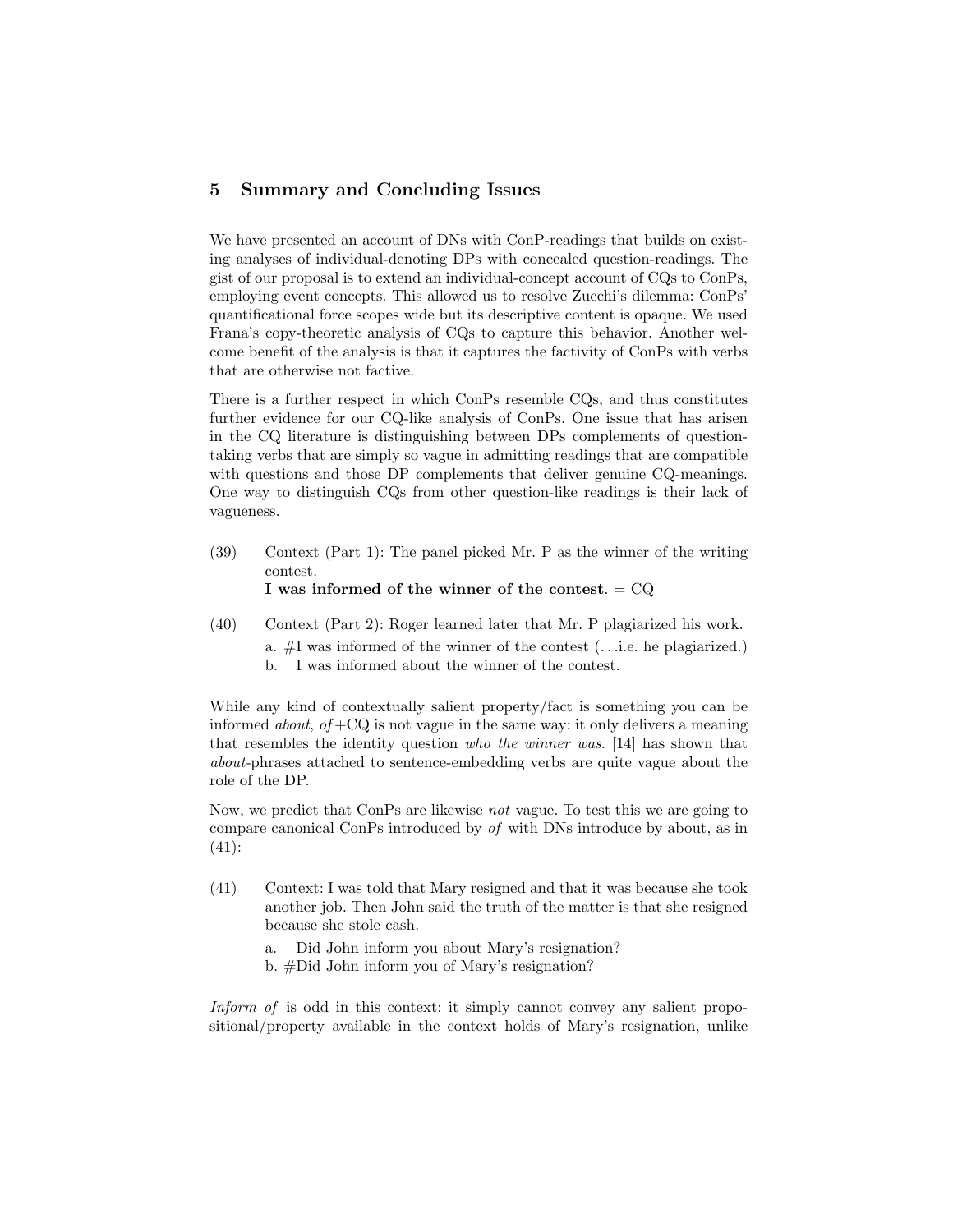## 5 Summary and Concluding Issues

We have presented an account of DNs with ConP-readings that builds on existing analyses of individual-denoting DPs with concealed question-readings. The gist of our proposal is to extend an individual-concept account of CQs to ConPs, employing event concepts. This allowed us to resolve Zucchi's dilemma: ConPs' quantificational force scopes wide but its descriptive content is opaque. We used Frana's copy-theoretic analysis of CQs to capture this behavior. Another welcome benefit of the analysis is that it captures the factivity of ConPs with verbs that are otherwise not factive.

There is a further respect in which ConPs resemble CQs, and thus constitutes further evidence for our CQ-like analysis of ConPs. One issue that has arisen in the CQ literature is distinguishing between DPs complements of question-taking verbs that are simply so vague in admitting readings that are compatible with questions and those DP complements that deliver genuine CQ-meanings. One way to distinguish CQs from other question-like readings is their lack of vagueness.

(39) Context (Part 1): The panel picked Mr. P as the winner of the writing contest.
**I was informed of the winner of the contest**. = CQ

(40) Context (Part 2): Roger learned later that Mr. P plagiarized his work.
a. #I was informed of the winner of the contest (. . .i.e. he plagiarized.)
b. I was informed about the winner of the contest.

While any kind of contextually salient property/fact is something you can be informed *about*, *of* +CQ is not vague in the same way: it only delivers a meaning that resembles the identity question *who the winner was*. [14] has shown that *about*-phrases attached to sentence-embedding verbs are quite vague about the role of the DP.

Now, we predict that ConPs are likewise *not* vague. To test this we are going to compare canonical ConPs introduced by *of* with DNs introduce by about, as in (41):

(41) Context: I was told that Mary resigned and that it was because she took another job. Then John said the truth of the matter is that she resigned because she stole cash.
a. Did John inform you about Mary's resignation?
b. #Did John inform you of Mary's resignation?

*Inform of* is odd in this context: it simply cannot convey any salient propositional/property available in the context holds of Mary's resignation, unlike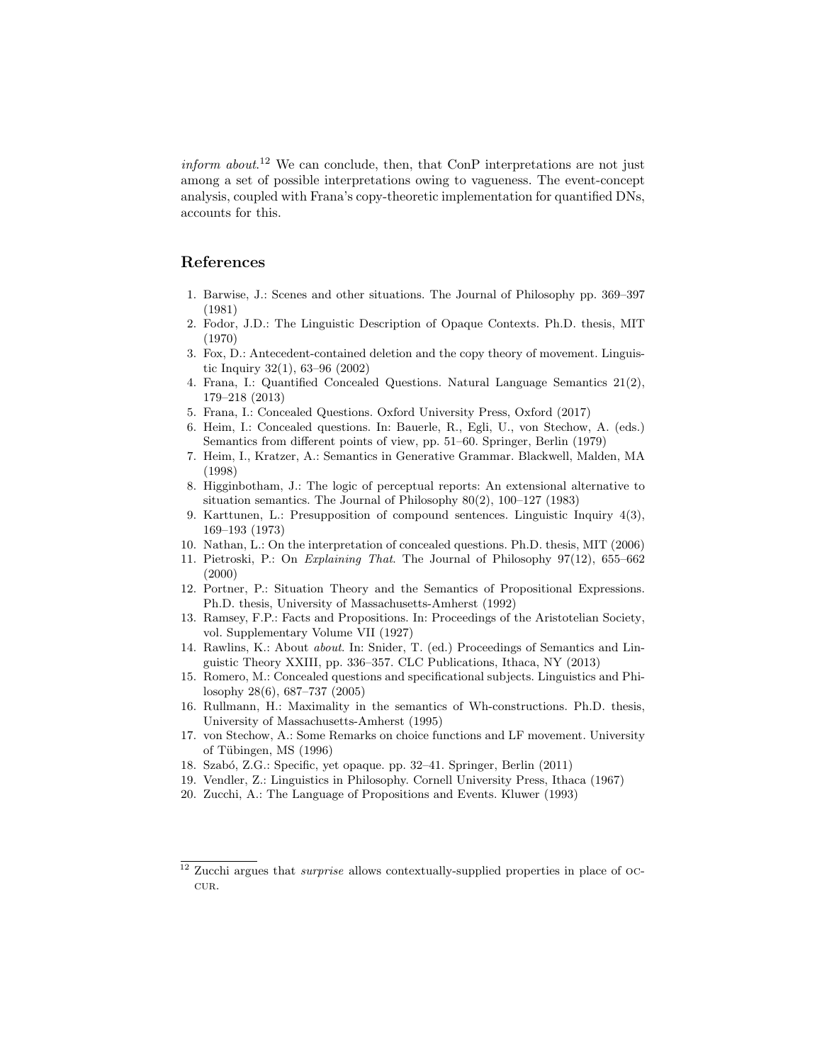*inform about*.[12] We can conclude, then, that ConP interpretations are not just among a set of possible interpretations owing to vagueness. The event-concept analysis, coupled with Frana's copy-theoretic implementation for quantified DNs, accounts for this.

## References

1. Barwise, J.: Scenes and other situations. The Journal of Philosophy pp. 369–397 (1981)
2. Fodor, J.D.: The Linguistic Description of Opaque Contexts. Ph.D. thesis, MIT (1970)
3. Fox, D.: Antecedent-contained deletion and the copy theory of movement. Linguistic Inquiry 32(1), 63–96 (2002)
4. Frana, I.: Quantified Concealed Questions. Natural Language Semantics 21(2), 179–218 (2013)
5. Frana, I.: Concealed Questions. Oxford University Press, Oxford (2017)
6. Heim, I.: Concealed questions. In: Bauerle, R., Egli, U., von Stechow, A. (eds.) Semantics from different points of view, pp. 51–60. Springer, Berlin (1979)
7. Heim, I., Kratzer, A.: Semantics in Generative Grammar. Blackwell, Malden, MA (1998)
8. Higginbotham, J.: The logic of perceptual reports: An extensional alternative to situation semantics. The Journal of Philosophy 80(2), 100–127 (1983)
9. Karttunen, L.: Presupposition of compound sentences. Linguistic Inquiry 4(3), 169–193 (1973)
10. Nathan, L.: On the interpretation of concealed questions. Ph.D. thesis, MIT (2006)
11. Pietroski, P.: On *Explaining That*. The Journal of Philosophy 97(12), 655–662 (2000)
12. Portner, P.: Situation Theory and the Semantics of Propositional Expressions. Ph.D. thesis, University of Massachusetts-Amherst (1992)
13. Ramsey, F.P.: Facts and Propositions. In: Proceedings of the Aristotelian Society, vol. Supplementary Volume VII (1927)
14. Rawlins, K.: About *about*. In: Snider, T. (ed.) Proceedings of Semantics and Linguistic Theory XXIII, pp. 336–357. CLC Publications, Ithaca, NY (2013)
15. Romero, M.: Concealed questions and specificational subjects. Linguistics and Philosophy 28(6), 687–737 (2005)
16. Rullmann, H.: Maximality in the semantics of Wh-constructions. Ph.D. thesis, University of Massachusetts-Amherst (1995)
17. von Stechow, A.: Some Remarks on choice functions and LF movement. University of Tübingen, MS (1996)
18. Szabó, Z.G.: Specific, yet opaque. pp. 32–41. Springer, Berlin (2011)
19. Vendler, Z.: Linguistics in Philosophy. Cornell University Press, Ithaca (1967)
20. Zucchi, A.: The Language of Propositions and Events. Kluwer (1993)

---

[12] Zucchi argues that *surprise* allows contextually-supplied properties in place of OCCUR.